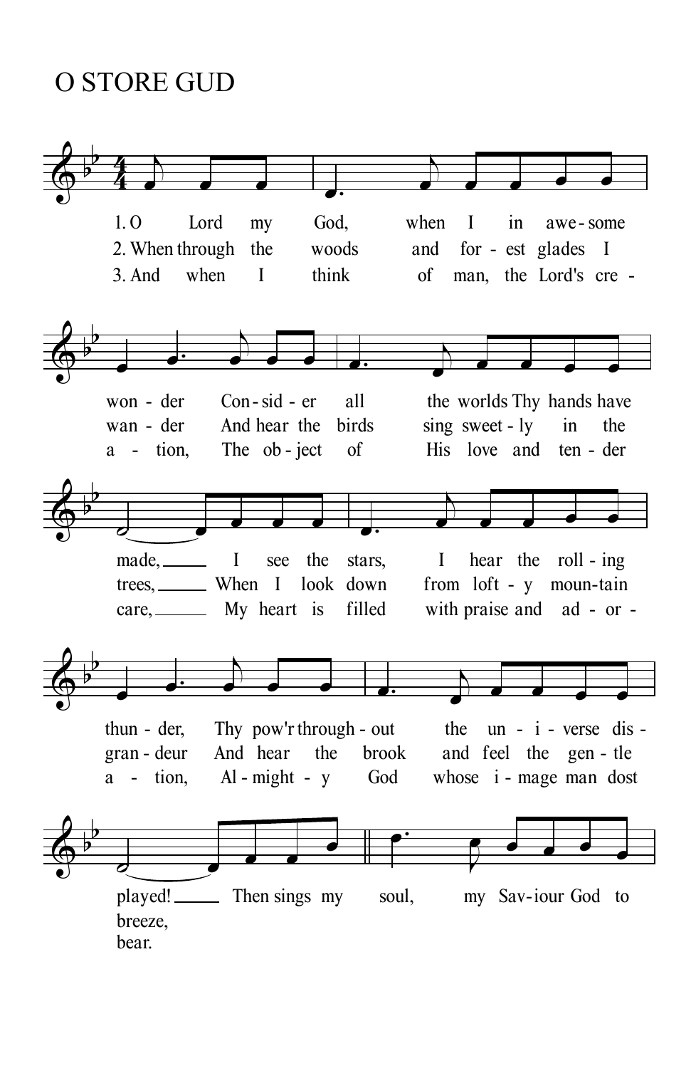# O STORE GUD

1. O Lord my God, when I in awesome wonder Consider all the worlds Thy hands have made, I see the stars, I hear the rolling thunder, Thy pow'r throughout the universe displayed! Then sings my soul, my Saviour God to

2. When through the woods and forest glades I wander And hear the birds sing sweetly in the trees, When I look down from lofty mountain grandeur And hear the brook and feel the gentle breeze,

3. And when I think of man, the Lord's creation, The object of His love and tender care, My heart is filled with praise and adoration, Almighty God whose image man dost bear.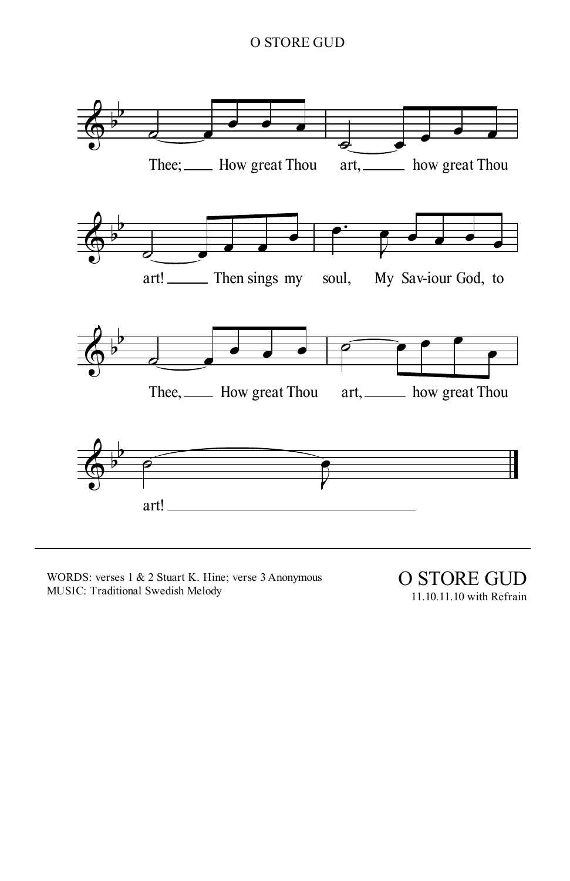O STORE GUD

Thee; How great Thou art, how great Thou art! Then sings my soul, My Sav-iour God, to Thee, How great Thou art, how great Thou art!

WORDS: verses 1 & 2 Stuart K. Hine; verse 3 Anonymous
MUSIC: Traditional Swedish Melody

O STORE GUD
11.10.11.10 with Refrain